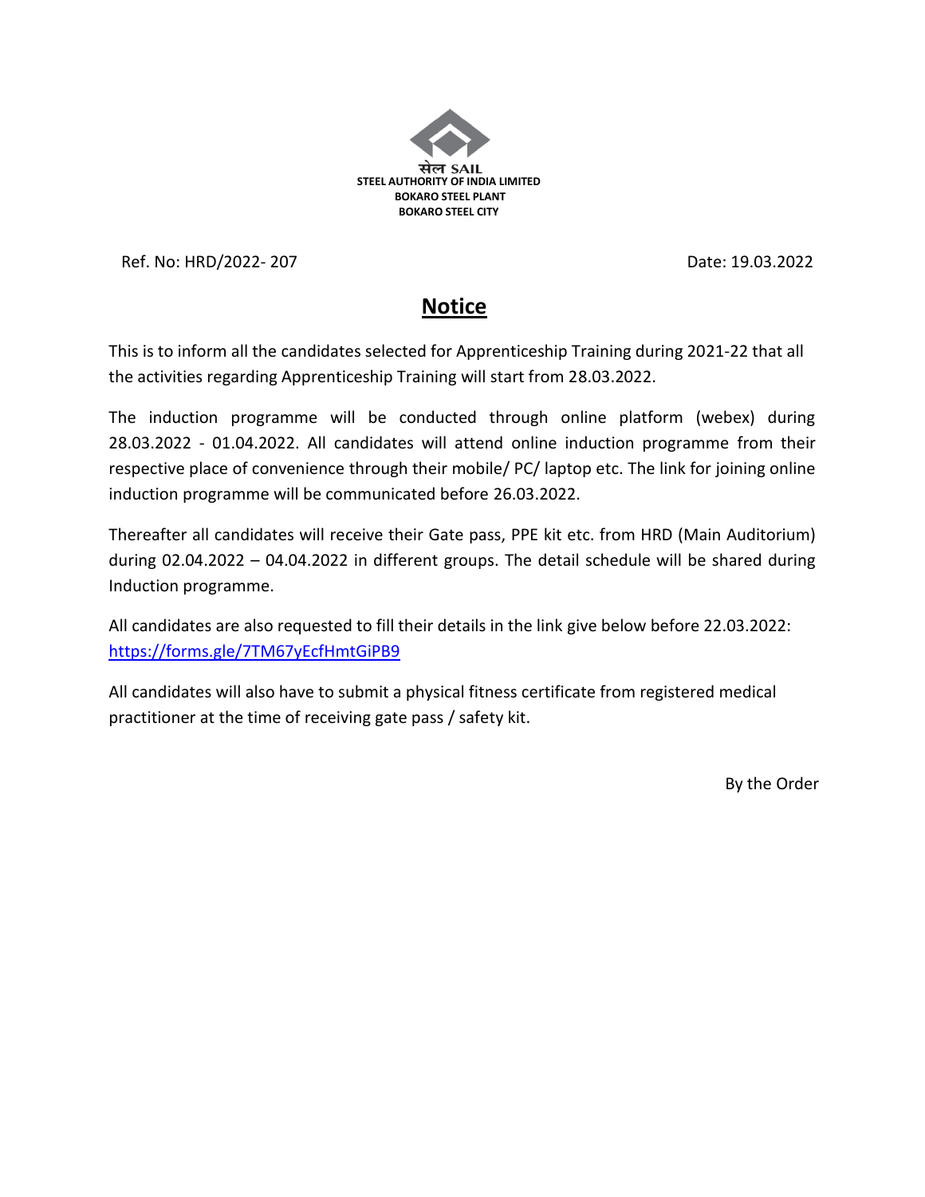सेल SAIL
**STEEL AUTHORITY OF INDIA LIMITED**
**BOKARO STEEL PLANT**
**BOKARO STEEL CITY**

Ref. No: HRD/2022- 207 Date: 19.03.2022

# Notice

This is to inform all the candidates selected for Apprenticeship Training during 2021-22 that all the activities regarding Apprenticeship Training will start from 28.03.2022.

The induction programme will be conducted through online platform (webex) during 28.03.2022 - 01.04.2022. All candidates will attend online induction programme from their respective place of convenience through their mobile/ PC/ laptop etc. The link for joining online induction programme will be communicated before 26.03.2022.

Thereafter all candidates will receive their Gate pass, PPE kit etc. from HRD (Main Auditorium) during 02.04.2022 – 04.04.2022 in different groups. The detail schedule will be shared during Induction programme.

All candidates are also requested to fill their details in the link give below before 22.03.2022: https://forms.gle/7TM67yEcfHmtGiPB9

All candidates will also have to submit a physical fitness certificate from registered medical practitioner at the time of receiving gate pass / safety kit.

By the Order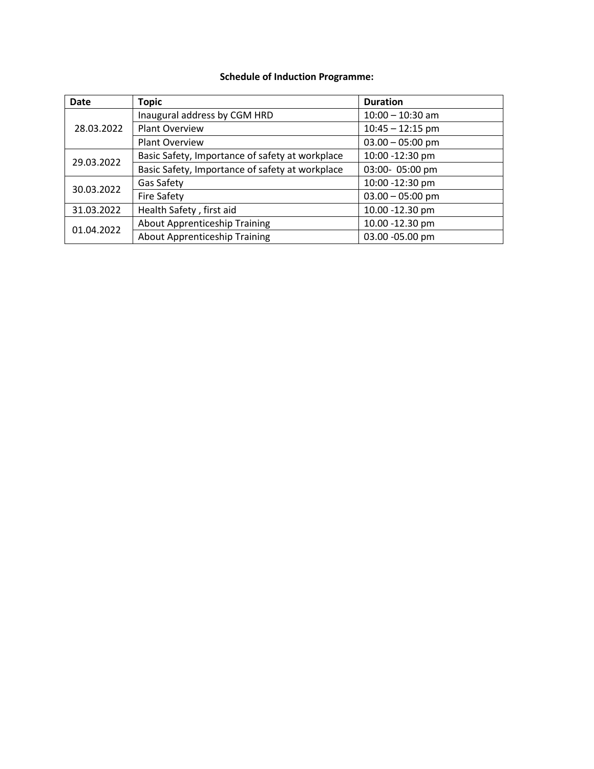**Schedule of Induction Programme:**

| Date | Topic | Duration |
| --- | --- | --- |
| 28.03.2022 | Inaugural address by CGM HRD | 10:00 – 10:30 am |
| | Plant Overview | 10:45 – 12:15 pm |
| | Plant Overview | 03.00 – 05:00 pm |
| 29.03.2022 | Basic Safety, Importance of safety at workplace | 10:00 -12:30 pm |
| | Basic Safety, Importance of safety at workplace | 03:00- 05:00 pm |
| 30.03.2022 | Gas Safety | 10:00 -12:30 pm |
| | Fire Safety | 03.00 – 05:00 pm |
| 31.03.2022 | Health Safety , first aid | 10.00 -12.30 pm |
| 01.04.2022 | About Apprenticeship Training | 10.00 -12.30 pm |
| | About Apprenticeship Training | 03.00 -05.00 pm |